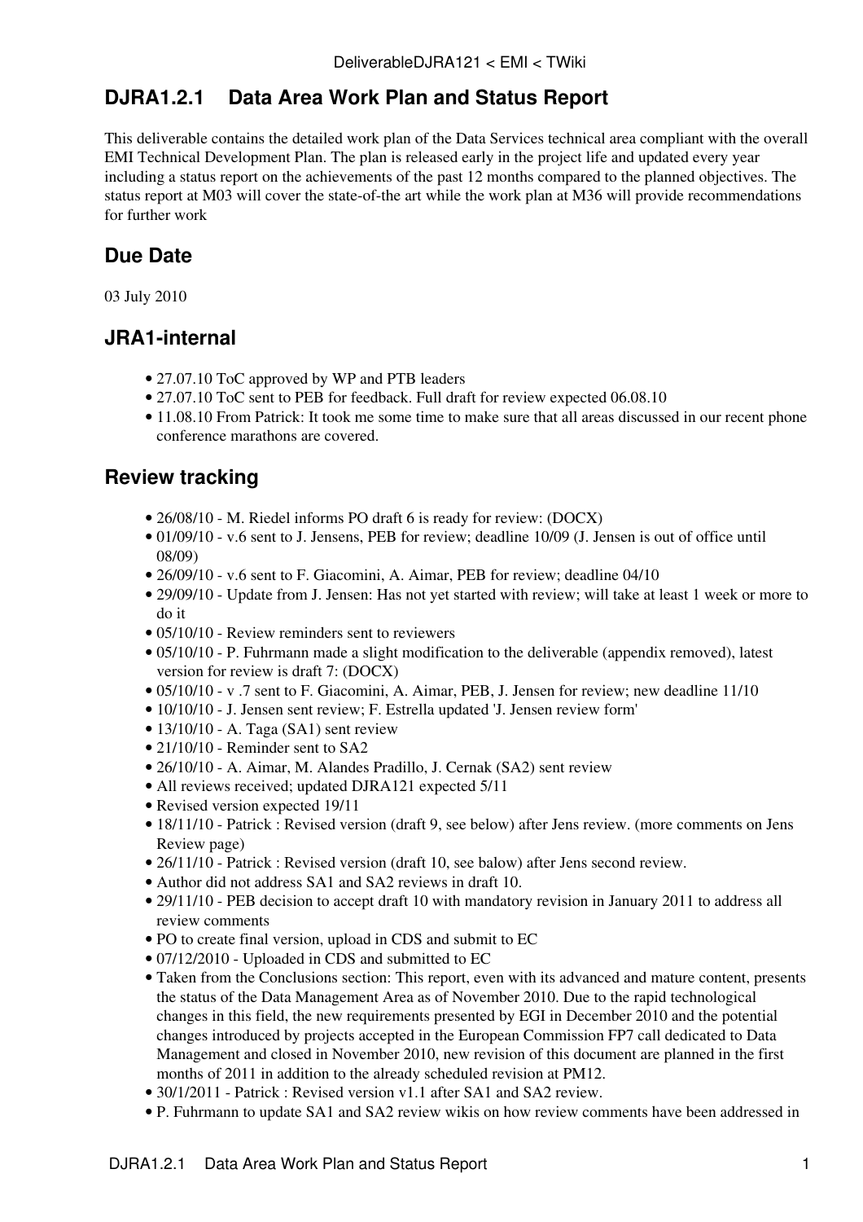# DJRA1.2.1 Data Area Work Plan and Status Report

This deliverable contains the detailed work plan of the Data Services technical area compliant with the overall EMI Technical Development Plan. The plan is released early in the project life and updated every year including a status report on the achievements of the past 12 months compared to the planned objectives. The status report at M03 will cover the state-of-the art while the work plan at M36 will provide recommendations for further work

## Due Date

03 July 2010

## JRA1-internal

- 27.07.10 ToC approved by WP and PTB leaders
- 27.07.10 ToC sent to PEB for feedback. Full draft for review expected 06.08.10
- 11.08.10 From Patrick: It took me some time to make sure that all areas discussed in our recent phone conference marathons are covered.

## Review tracking

- 26/08/10 - M. Riedel informs PO draft 6 is ready for review: (DOCX)
- 01/09/10 - v.6 sent to J. Jensens, PEB for review; deadline 10/09 (J. Jensen is out of office until 08/09)
- 26/09/10 - v.6 sent to F. Giacomini, A. Aimar, PEB for review; deadline 04/10
- 29/09/10 - Update from J. Jensen: Has not yet started with review; will take at least 1 week or more to do it
- 05/10/10 - Review reminders sent to reviewers
- 05/10/10 - P. Fuhrmann made a slight modification to the deliverable (appendix removed), latest version for review is draft 7: (DOCX)
- 05/10/10 - v .7 sent to F. Giacomini, A. Aimar, PEB, J. Jensen for review; new deadline 11/10
- 10/10/10 - J. Jensen sent review; F. Estrella updated 'J. Jensen review form'
- 13/10/10 - A. Taga (SA1) sent review
- 21/10/10 - Reminder sent to SA2
- 26/10/10 - A. Aimar, M. Alandes Pradillo, J. Cernak (SA2) sent review
- All reviews received; updated DJRA121 expected 5/11
- Revised version expected 19/11
- 18/11/10 - Patrick : Revised version (draft 9, see below) after Jens review. (more comments on Jens Review page)
- 26/11/10 - Patrick : Revised version (draft 10, see balow) after Jens second review.
- Author did not address SA1 and SA2 reviews in draft 10.
- 29/11/10 - PEB decision to accept draft 10 with mandatory revision in January 2011 to address all review comments
- PO to create final version, upload in CDS and submit to EC
- 07/12/2010 - Uploaded in CDS and submitted to EC
- Taken from the Conclusions section: This report, even with its advanced and mature content, presents the status of the Data Management Area as of November 2010. Due to the rapid technological changes in this field, the new requirements presented by EGI in December 2010 and the potential changes introduced by projects accepted in the European Commission FP7 call dedicated to Data Management and closed in November 2010, new revision of this document are planned in the first months of 2011 in addition to the already scheduled revision at PM12.
- 30/1/2011 - Patrick : Revised version v1.1 after SA1 and SA2 review.
- P. Fuhrmann to update SA1 and SA2 review wikis on how review comments have been addressed in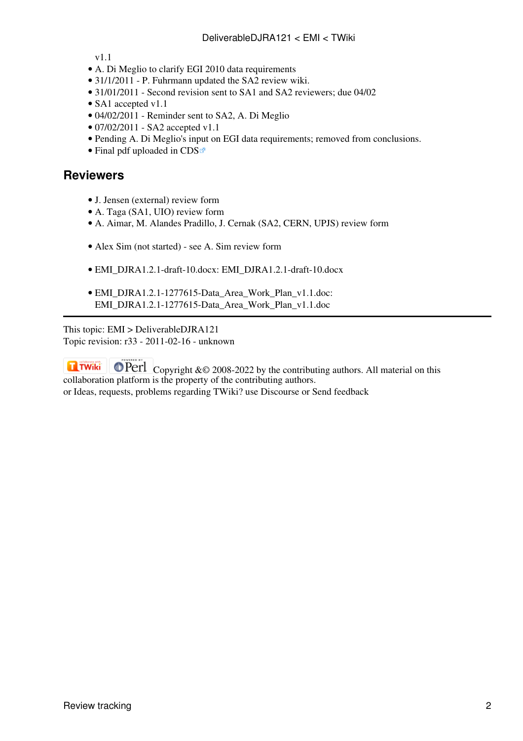v1.1

- A. Di Meglio to clarify EGI 2010 data requirements
- 31/1/2011 - P. Fuhrmann updated the SA2 review wiki.
- 31/01/2011 - Second revision sent to SA1 and SA2 reviewers; due 04/02
- SA1 accepted v1.1
- 04/02/2011 - Reminder sent to SA2, A. Di Meglio
- 07/02/2011 - SA2 accepted v1.1
- Pending A. Di Meglio's input on EGI data requirements; removed from conclusions.
- Final pdf uploaded in CDS

## Reviewers

- J. Jensen (external) review form
- A. Taga (SA1, UIO) review form
- A. Aimar, M. Alandes Pradillo, J. Cernak (SA2, CERN, UPJS) review form

- Alex Sim (not started) - see A. Sim review form

- EMI_DJRA1.2.1-draft-10.docx: EMI_DJRA1.2.1-draft-10.docx

- EMI_DJRA1.2.1-1277615-Data_Area_Work_Plan_v1.1.doc: EMI_DJRA1.2.1-1277615-Data_Area_Work_Plan_v1.1.doc

---

This topic: EMI > DeliverableDJRA121
Topic revision: r33 - 2011-02-16 - unknown

Copyright &© 2008-2022 by the contributing authors. All material on this collaboration platform is the property of the contributing authors.
or Ideas, requests, problems regarding TWiki? use Discourse or Send feedback